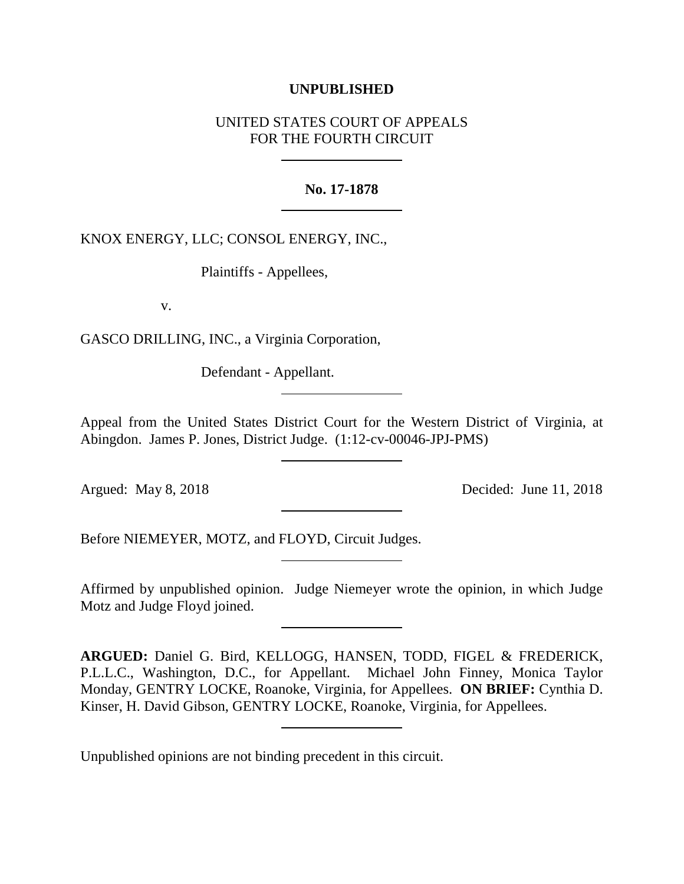**UNPUBLISHED**

UNITED STATES COURT OF APPEALS
FOR THE FOURTH CIRCUIT

---

**No. 17-1878**

---

KNOX ENERGY, LLC; CONSOL ENERGY, INC.,

Plaintiffs - Appellees,

v.

GASCO DRILLING, INC., a Virginia Corporation,

Defendant - Appellant.

---

Appeal from the United States District Court for the Western District of Virginia, at Abingdon. James P. Jones, District Judge. (1:12-cv-00046-JPJ-PMS)

---

Argued: May 8, 2018 Decided: June 11, 2018

---

Before NIEMEYER, MOTZ, and FLOYD, Circuit Judges.

---

Affirmed by unpublished opinion. Judge Niemeyer wrote the opinion, in which Judge Motz and Judge Floyd joined.

---

**ARGUED:** Daniel G. Bird, KELLOGG, HANSEN, TODD, FIGEL & FREDERICK, P.L.L.C., Washington, D.C., for Appellant. Michael John Finney, Monica Taylor Monday, GENTRY LOCKE, Roanoke, Virginia, for Appellees. **ON BRIEF:** Cynthia D. Kinser, H. David Gibson, GENTRY LOCKE, Roanoke, Virginia, for Appellees.

---

Unpublished opinions are not binding precedent in this circuit.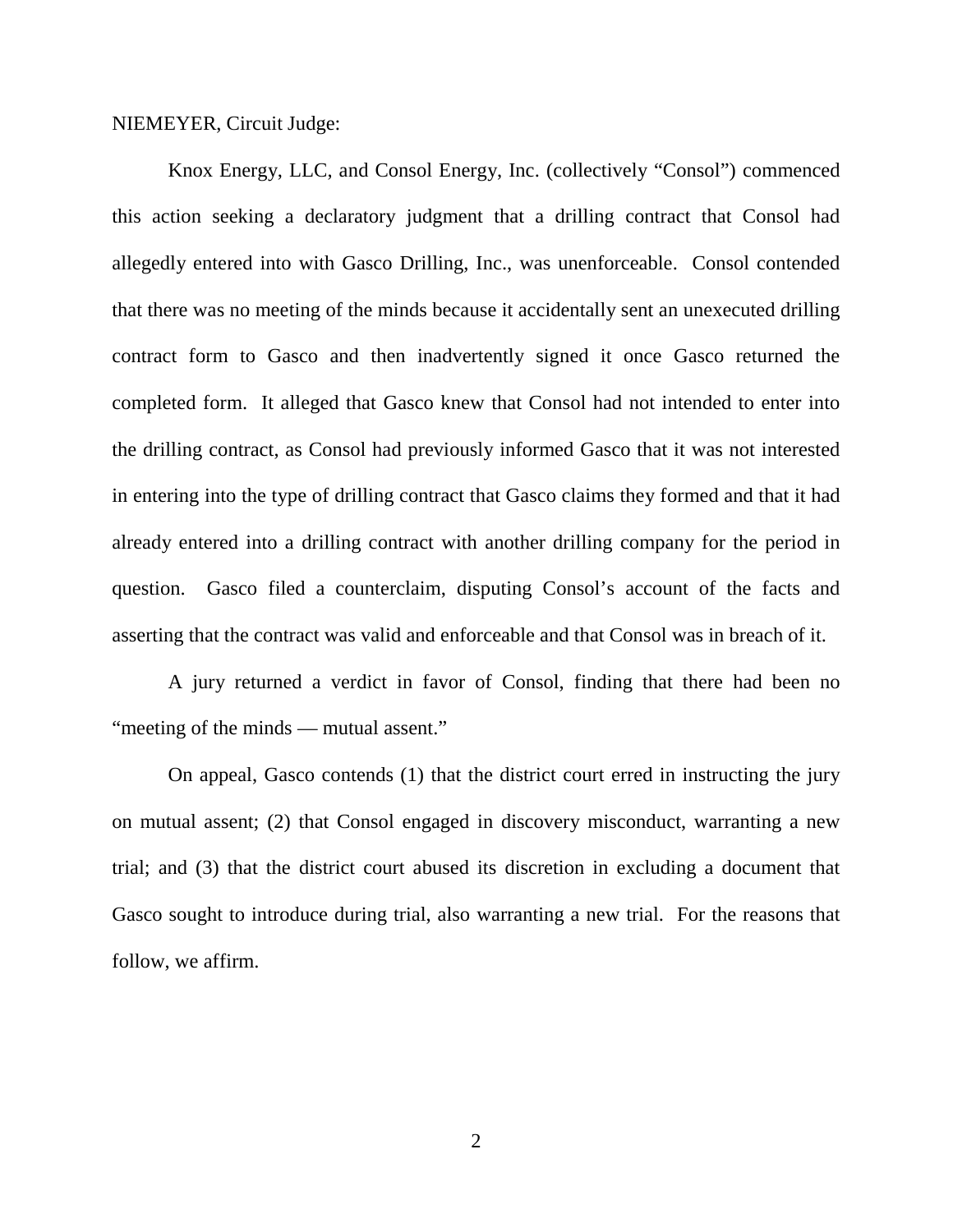NIEMEYER, Circuit Judge:

Knox Energy, LLC, and Consol Energy, Inc. (collectively "Consol") commenced this action seeking a declaratory judgment that a drilling contract that Consol had allegedly entered into with Gasco Drilling, Inc., was unenforceable. Consol contended that there was no meeting of the minds because it accidentally sent an unexecuted drilling contract form to Gasco and then inadvertently signed it once Gasco returned the completed form. It alleged that Gasco knew that Consol had not intended to enter into the drilling contract, as Consol had previously informed Gasco that it was not interested in entering into the type of drilling contract that Gasco claims they formed and that it had already entered into a drilling contract with another drilling company for the period in question. Gasco filed a counterclaim, disputing Consol's account of the facts and asserting that the contract was valid and enforceable and that Consol was in breach of it.

A jury returned a verdict in favor of Consol, finding that there had been no "meeting of the minds — mutual assent."

On appeal, Gasco contends (1) that the district court erred in instructing the jury on mutual assent; (2) that Consol engaged in discovery misconduct, warranting a new trial; and (3) that the district court abused its discretion in excluding a document that Gasco sought to introduce during trial, also warranting a new trial. For the reasons that follow, we affirm.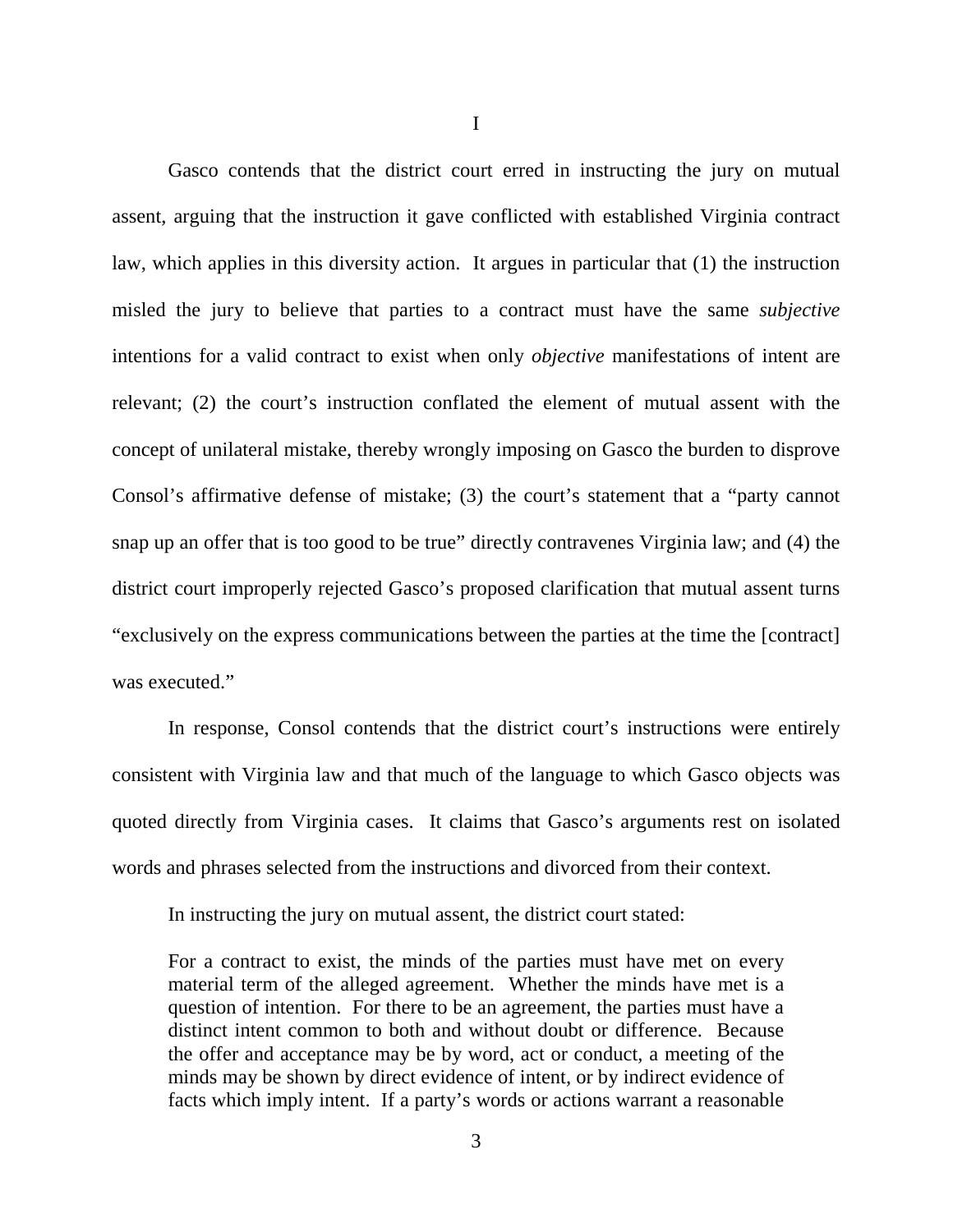I

Gasco contends that the district court erred in instructing the jury on mutual assent, arguing that the instruction it gave conflicted with established Virginia contract law, which applies in this diversity action. It argues in particular that (1) the instruction misled the jury to believe that parties to a contract must have the same *subjective* intentions for a valid contract to exist when only *objective* manifestations of intent are relevant; (2) the court's instruction conflated the element of mutual assent with the concept of unilateral mistake, thereby wrongly imposing on Gasco the burden to disprove Consol's affirmative defense of mistake; (3) the court's statement that a "party cannot snap up an offer that is too good to be true" directly contravenes Virginia law; and (4) the district court improperly rejected Gasco's proposed clarification that mutual assent turns "exclusively on the express communications between the parties at the time the [contract] was executed."

In response, Consol contends that the district court's instructions were entirely consistent with Virginia law and that much of the language to which Gasco objects was quoted directly from Virginia cases. It claims that Gasco's arguments rest on isolated words and phrases selected from the instructions and divorced from their context.

In instructing the jury on mutual assent, the district court stated:

> For a contract to exist, the minds of the parties must have met on every material term of the alleged agreement. Whether the minds have met is a question of intention. For there to be an agreement, the parties must have a distinct intent common to both and without doubt or difference. Because the offer and acceptance may be by word, act or conduct, a meeting of the minds may be shown by direct evidence of intent, or by indirect evidence of facts which imply intent. If a party's words or actions warrant a reasonable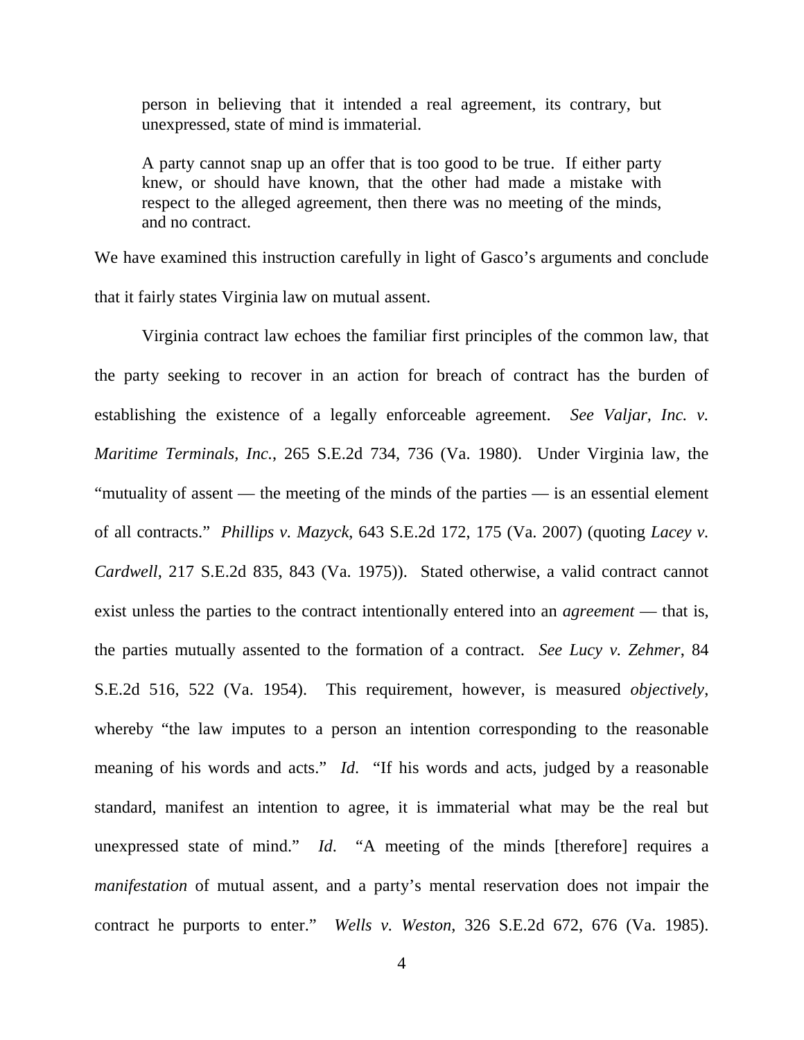> person in believing that it intended a real agreement, its contrary, but unexpressed, state of mind is immaterial.
>
> A party cannot snap up an offer that is too good to be true. If either party knew, or should have known, that the other had made a mistake with respect to the alleged agreement, then there was no meeting of the minds, and no contract.

We have examined this instruction carefully in light of Gasco's arguments and conclude that it fairly states Virginia law on mutual assent.

Virginia contract law echoes the familiar first principles of the common law, that the party seeking to recover in an action for breach of contract has the burden of establishing the existence of a legally enforceable agreement. *See Valjar, Inc. v. Maritime Terminals, Inc.*, 265 S.E.2d 734, 736 (Va. 1980). Under Virginia law, the "mutuality of assent — the meeting of the minds of the parties — is an essential element of all contracts." *Phillips v. Mazyck*, 643 S.E.2d 172, 175 (Va. 2007) (quoting *Lacey v. Cardwell*, 217 S.E.2d 835, 843 (Va. 1975)). Stated otherwise, a valid contract cannot exist unless the parties to the contract intentionally entered into an *agreement* — that is, the parties mutually assented to the formation of a contract. *See Lucy v. Zehmer*, 84 S.E.2d 516, 522 (Va. 1954). This requirement, however, is measured *objectively*, whereby "the law imputes to a person an intention corresponding to the reasonable meaning of his words and acts." *Id*. "If his words and acts, judged by a reasonable standard, manifest an intention to agree, it is immaterial what may be the real but unexpressed state of mind." *Id*. "A meeting of the minds [therefore] requires a *manifestation* of mutual assent, and a party's mental reservation does not impair the contract he purports to enter." *Wells v. Weston*, 326 S.E.2d 672, 676 (Va. 1985).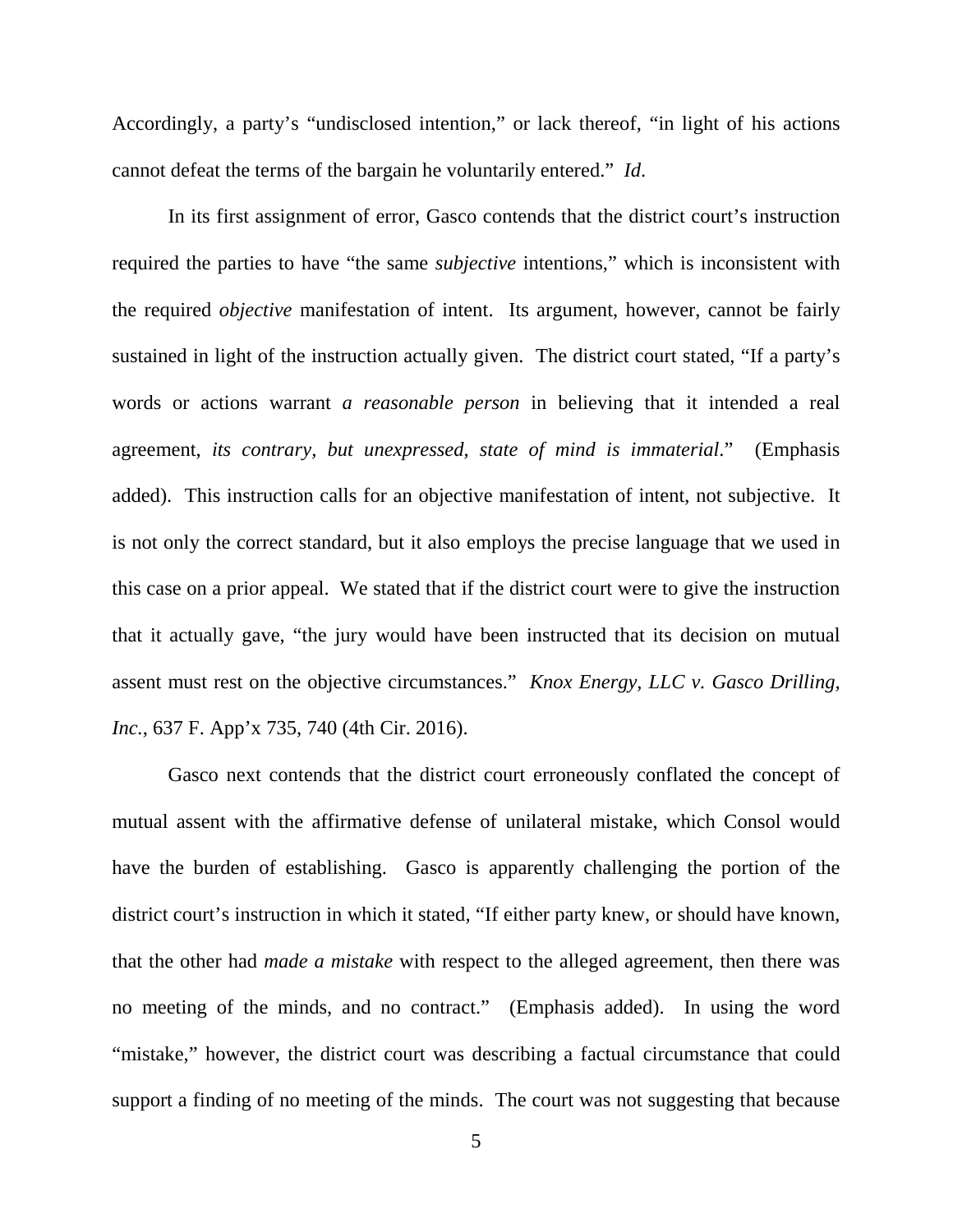Accordingly, a party's "undisclosed intention," or lack thereof, "in light of his actions cannot defeat the terms of the bargain he voluntarily entered." *Id*.

In its first assignment of error, Gasco contends that the district court's instruction required the parties to have "the same *subjective* intentions," which is inconsistent with the required *objective* manifestation of intent. Its argument, however, cannot be fairly sustained in light of the instruction actually given. The district court stated, "If a party's words or actions warrant *a reasonable person* in believing that it intended a real agreement, *its contrary, but unexpressed, state of mind is immaterial*." (Emphasis added). This instruction calls for an objective manifestation of intent, not subjective. It is not only the correct standard, but it also employs the precise language that we used in this case on a prior appeal. We stated that if the district court were to give the instruction that it actually gave, "the jury would have been instructed that its decision on mutual assent must rest on the objective circumstances." *Knox Energy, LLC v. Gasco Drilling, Inc.*, 637 F. App'x 735, 740 (4th Cir. 2016).

Gasco next contends that the district court erroneously conflated the concept of mutual assent with the affirmative defense of unilateral mistake, which Consol would have the burden of establishing. Gasco is apparently challenging the portion of the district court's instruction in which it stated, "If either party knew, or should have known, that the other had *made a mistake* with respect to the alleged agreement, then there was no meeting of the minds, and no contract." (Emphasis added). In using the word "mistake," however, the district court was describing a factual circumstance that could support a finding of no meeting of the minds. The court was not suggesting that because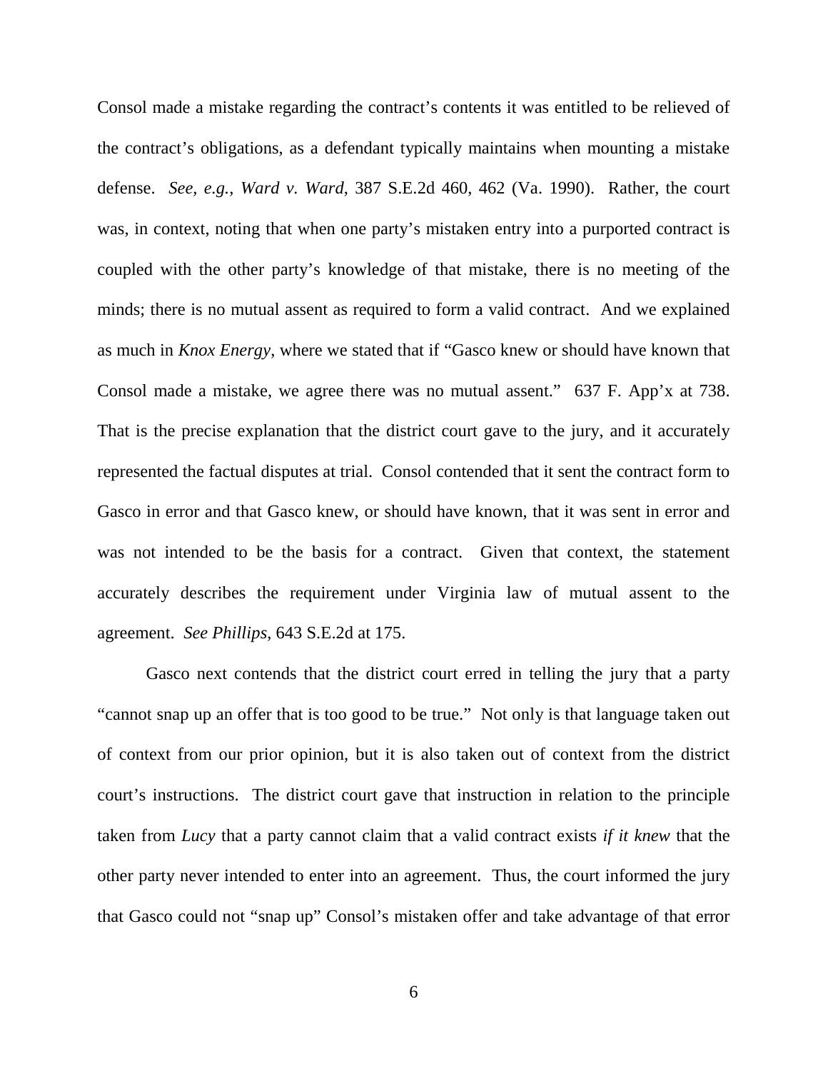Consol made a mistake regarding the contract's contents it was entitled to be relieved of the contract's obligations, as a defendant typically maintains when mounting a mistake defense. *See, e.g.*, *Ward v. Ward*, 387 S.E.2d 460, 462 (Va. 1990). Rather, the court was, in context, noting that when one party's mistaken entry into a purported contract is coupled with the other party's knowledge of that mistake, there is no meeting of the minds; there is no mutual assent as required to form a valid contract. And we explained as much in *Knox Energy*, where we stated that if "Gasco knew or should have known that Consol made a mistake, we agree there was no mutual assent." 637 F. App'x at 738. That is the precise explanation that the district court gave to the jury, and it accurately represented the factual disputes at trial. Consol contended that it sent the contract form to Gasco in error and that Gasco knew, or should have known, that it was sent in error and was not intended to be the basis for a contract. Given that context, the statement accurately describes the requirement under Virginia law of mutual assent to the agreement. *See Phillips*, 643 S.E.2d at 175.

Gasco next contends that the district court erred in telling the jury that a party "cannot snap up an offer that is too good to be true." Not only is that language taken out of context from our prior opinion, but it is also taken out of context from the district court's instructions. The district court gave that instruction in relation to the principle taken from *Lucy* that a party cannot claim that a valid contract exists *if it knew* that the other party never intended to enter into an agreement. Thus, the court informed the jury that Gasco could not "snap up" Consol's mistaken offer and take advantage of that error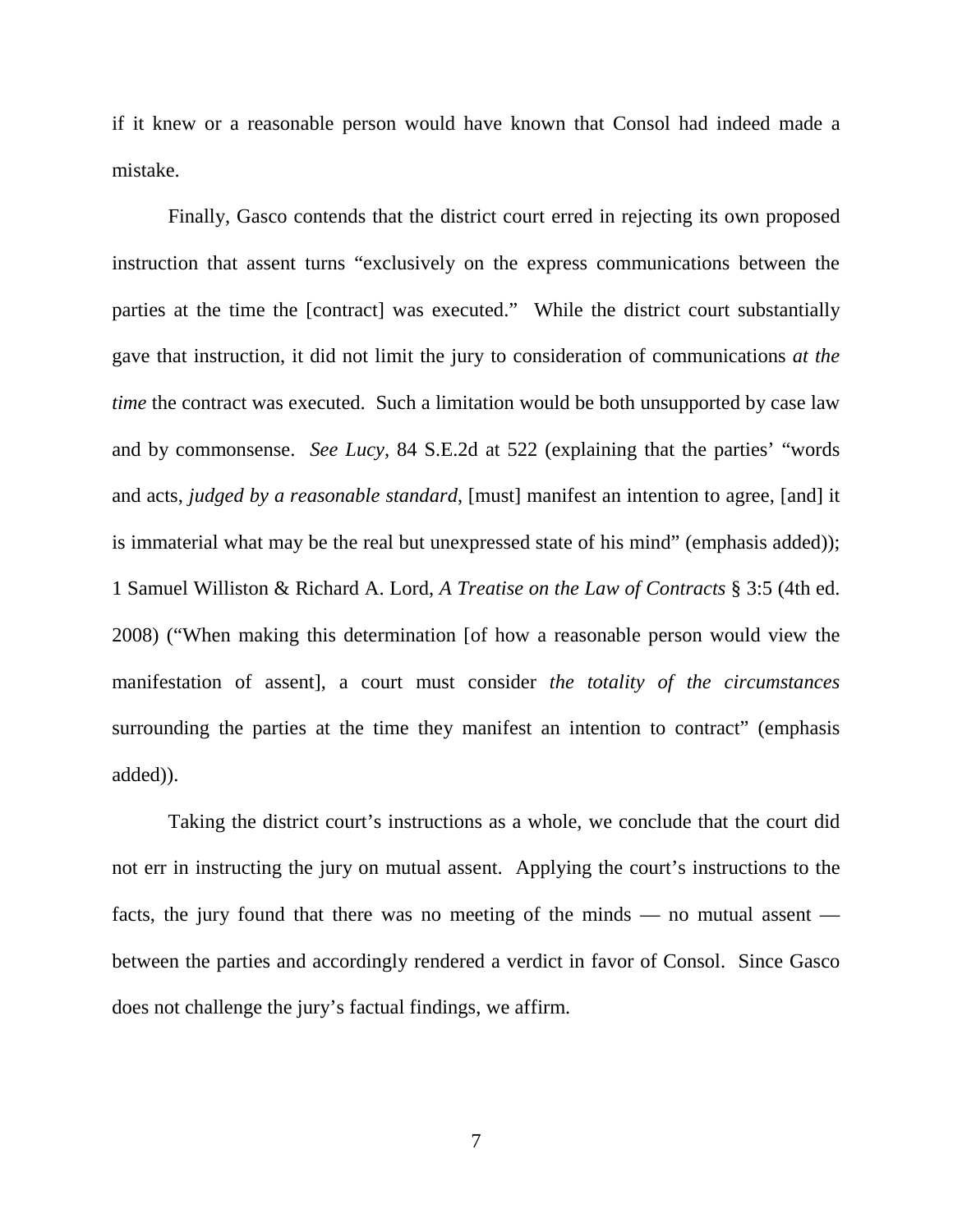if it knew or a reasonable person would have known that Consol had indeed made a mistake.

Finally, Gasco contends that the district court erred in rejecting its own proposed instruction that assent turns "exclusively on the express communications between the parties at the time the [contract] was executed." While the district court substantially gave that instruction, it did not limit the jury to consideration of communications *at the time* the contract was executed. Such a limitation would be both unsupported by case law and by commonsense. *See Lucy*, 84 S.E.2d at 522 (explaining that the parties' "words and acts, *judged by a reasonable standard*, [must] manifest an intention to agree, [and] it is immaterial what may be the real but unexpressed state of his mind" (emphasis added)); 1 Samuel Williston & Richard A. Lord, *A Treatise on the Law of Contracts* § 3:5 (4th ed. 2008) ("When making this determination [of how a reasonable person would view the manifestation of assent], a court must consider *the totality of the circumstances* surrounding the parties at the time they manifest an intention to contract" (emphasis added)).

Taking the district court's instructions as a whole, we conclude that the court did not err in instructing the jury on mutual assent. Applying the court's instructions to the facts, the jury found that there was no meeting of the minds — no mutual assent — between the parties and accordingly rendered a verdict in favor of Consol. Since Gasco does not challenge the jury's factual findings, we affirm.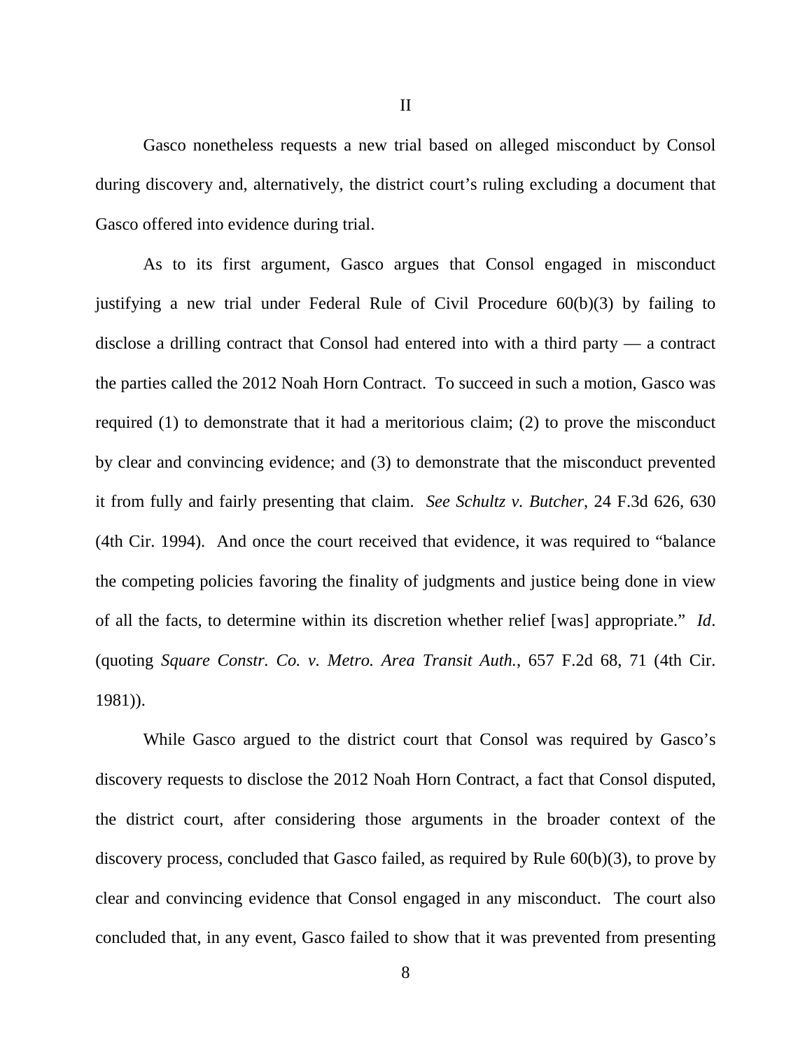## II

Gasco nonetheless requests a new trial based on alleged misconduct by Consol during discovery and, alternatively, the district court's ruling excluding a document that Gasco offered into evidence during trial.

As to its first argument, Gasco argues that Consol engaged in misconduct justifying a new trial under Federal Rule of Civil Procedure 60(b)(3) by failing to disclose a drilling contract that Consol had entered into with a third party — a contract the parties called the 2012 Noah Horn Contract. To succeed in such a motion, Gasco was required (1) to demonstrate that it had a meritorious claim; (2) to prove the misconduct by clear and convincing evidence; and (3) to demonstrate that the misconduct prevented it from fully and fairly presenting that claim. *See Schultz v. Butcher*, 24 F.3d 626, 630 (4th Cir. 1994). And once the court received that evidence, it was required to "balance the competing policies favoring the finality of judgments and justice being done in view of all the facts, to determine within its discretion whether relief [was] appropriate." *Id*. (quoting *Square Constr. Co. v. Metro. Area Transit Auth.*, 657 F.2d 68, 71 (4th Cir. 1981)).

While Gasco argued to the district court that Consol was required by Gasco's discovery requests to disclose the 2012 Noah Horn Contract, a fact that Consol disputed, the district court, after considering those arguments in the broader context of the discovery process, concluded that Gasco failed, as required by Rule 60(b)(3), to prove by clear and convincing evidence that Consol engaged in any misconduct. The court also concluded that, in any event, Gasco failed to show that it was prevented from presenting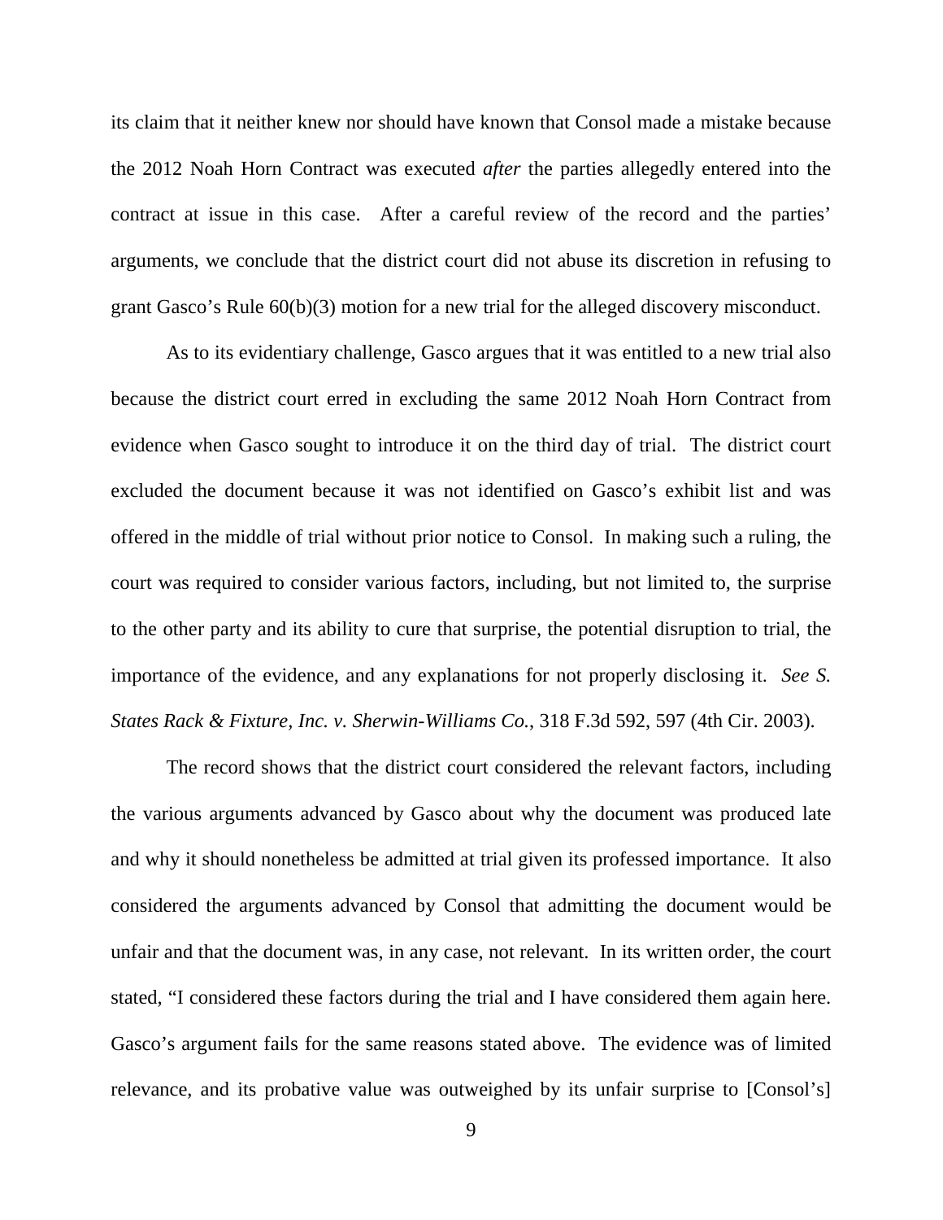its claim that it neither knew nor should have known that Consol made a mistake because the 2012 Noah Horn Contract was executed *after* the parties allegedly entered into the contract at issue in this case. After a careful review of the record and the parties' arguments, we conclude that the district court did not abuse its discretion in refusing to grant Gasco's Rule 60(b)(3) motion for a new trial for the alleged discovery misconduct.

As to its evidentiary challenge, Gasco argues that it was entitled to a new trial also because the district court erred in excluding the same 2012 Noah Horn Contract from evidence when Gasco sought to introduce it on the third day of trial. The district court excluded the document because it was not identified on Gasco's exhibit list and was offered in the middle of trial without prior notice to Consol. In making such a ruling, the court was required to consider various factors, including, but not limited to, the surprise to the other party and its ability to cure that surprise, the potential disruption to trial, the importance of the evidence, and any explanations for not properly disclosing it. *See S. States Rack & Fixture, Inc. v. Sherwin-Williams Co.*, 318 F.3d 592, 597 (4th Cir. 2003).

The record shows that the district court considered the relevant factors, including the various arguments advanced by Gasco about why the document was produced late and why it should nonetheless be admitted at trial given its professed importance. It also considered the arguments advanced by Consol that admitting the document would be unfair and that the document was, in any case, not relevant. In its written order, the court stated, "I considered these factors during the trial and I have considered them again here. Gasco's argument fails for the same reasons stated above. The evidence was of limited relevance, and its probative value was outweighed by its unfair surprise to [Consol's]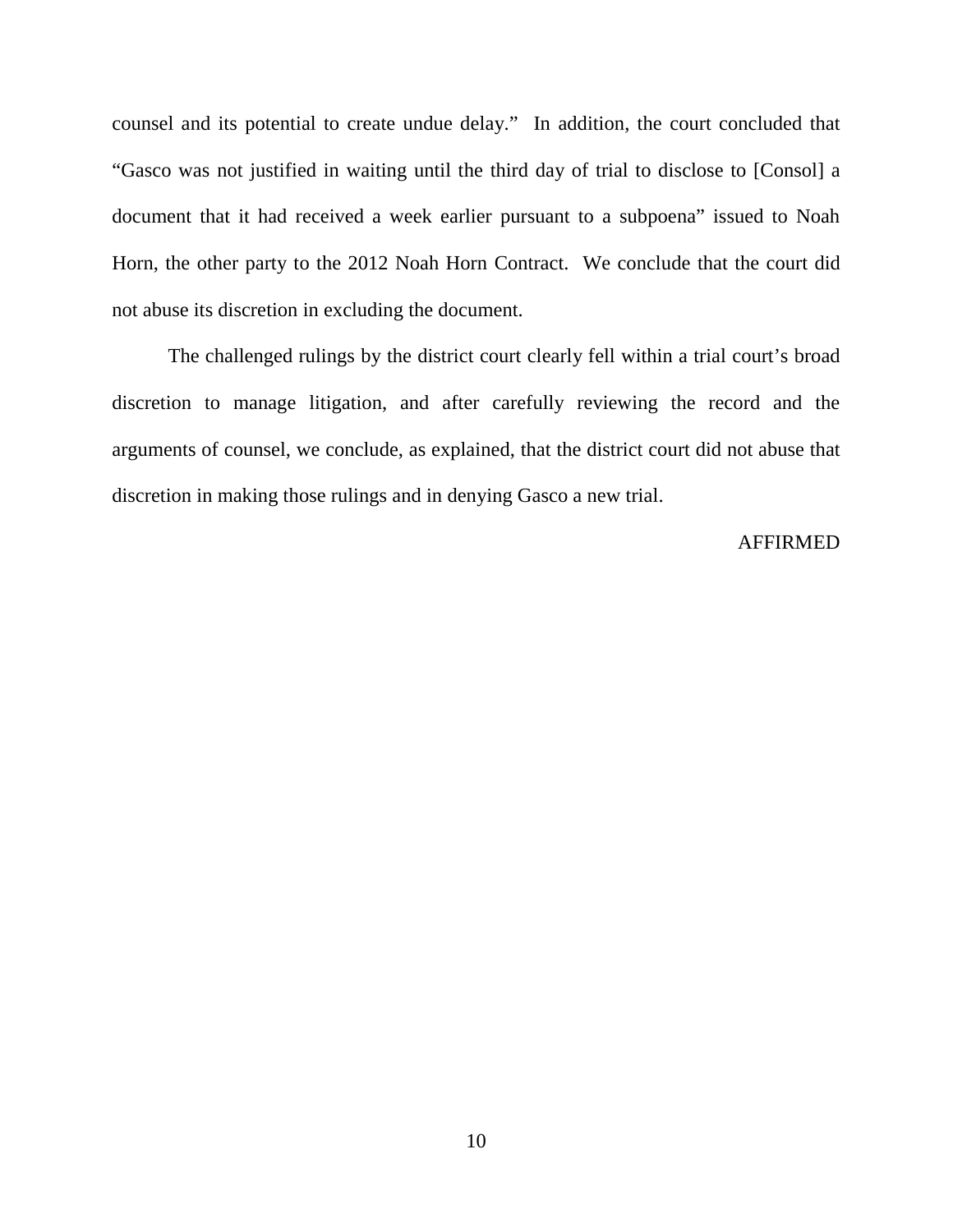counsel and its potential to create undue delay." In addition, the court concluded that "Gasco was not justified in waiting until the third day of trial to disclose to [Consol] a document that it had received a week earlier pursuant to a subpoena" issued to Noah Horn, the other party to the 2012 Noah Horn Contract. We conclude that the court did not abuse its discretion in excluding the document.

The challenged rulings by the district court clearly fell within a trial court's broad discretion to manage litigation, and after carefully reviewing the record and the arguments of counsel, we conclude, as explained, that the district court did not abuse that discretion in making those rulings and in denying Gasco a new trial.

AFFIRMED